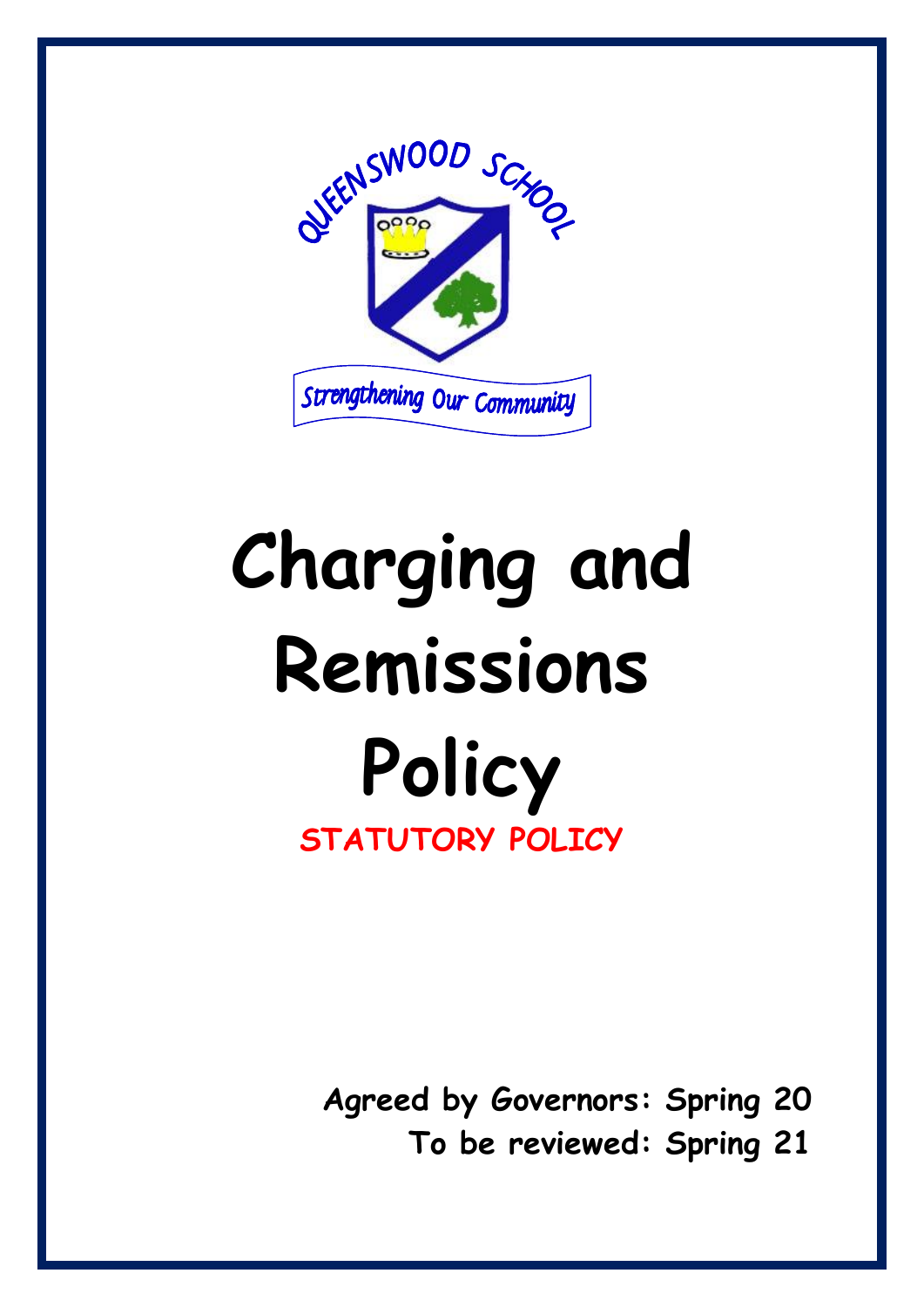QUEENSWOOD SCHOOL

Strengthening Our Community

# Charging and Remissions Policy

**STATUTORY POLICY**

**Agreed by Governors: Spring 20**

**To be reviewed: Spring 21**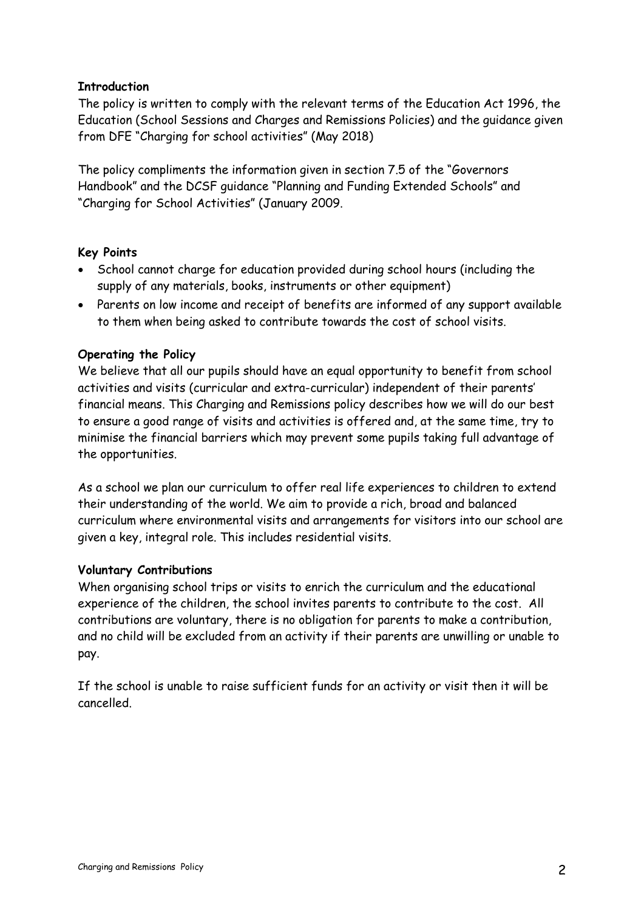**Introduction**

The policy is written to comply with the relevant terms of the Education Act 1996, the Education (School Sessions and Charges and Remissions Policies) and the guidance given from DFE "Charging for school activities" (May 2018)

The policy compliments the information given in section 7.5 of the "Governors Handbook" and the DCSF guidance "Planning and Funding Extended Schools" and "Charging for School Activities" (January 2009.

**Key Points**

- School cannot charge for education provided during school hours (including the supply of any materials, books, instruments or other equipment)
- Parents on low income and receipt of benefits are informed of any support available to them when being asked to contribute towards the cost of school visits.

**Operating the Policy**

We believe that all our pupils should have an equal opportunity to benefit from school activities and visits (curricular and extra-curricular) independent of their parents' financial means. This Charging and Remissions policy describes how we will do our best to ensure a good range of visits and activities is offered and, at the same time, try to minimise the financial barriers which may prevent some pupils taking full advantage of the opportunities.

As a school we plan our curriculum to offer real life experiences to children to extend their understanding of the world. We aim to provide a rich, broad and balanced curriculum where environmental visits and arrangements for visitors into our school are given a key, integral role. This includes residential visits.

**Voluntary Contributions**

When organising school trips or visits to enrich the curriculum and the educational experience of the children, the school invites parents to contribute to the cost. All contributions are voluntary, there is no obligation for parents to make a contribution, and no child will be excluded from an activity if their parents are unwilling or unable to pay.

If the school is unable to raise sufficient funds for an activity or visit then it will be cancelled.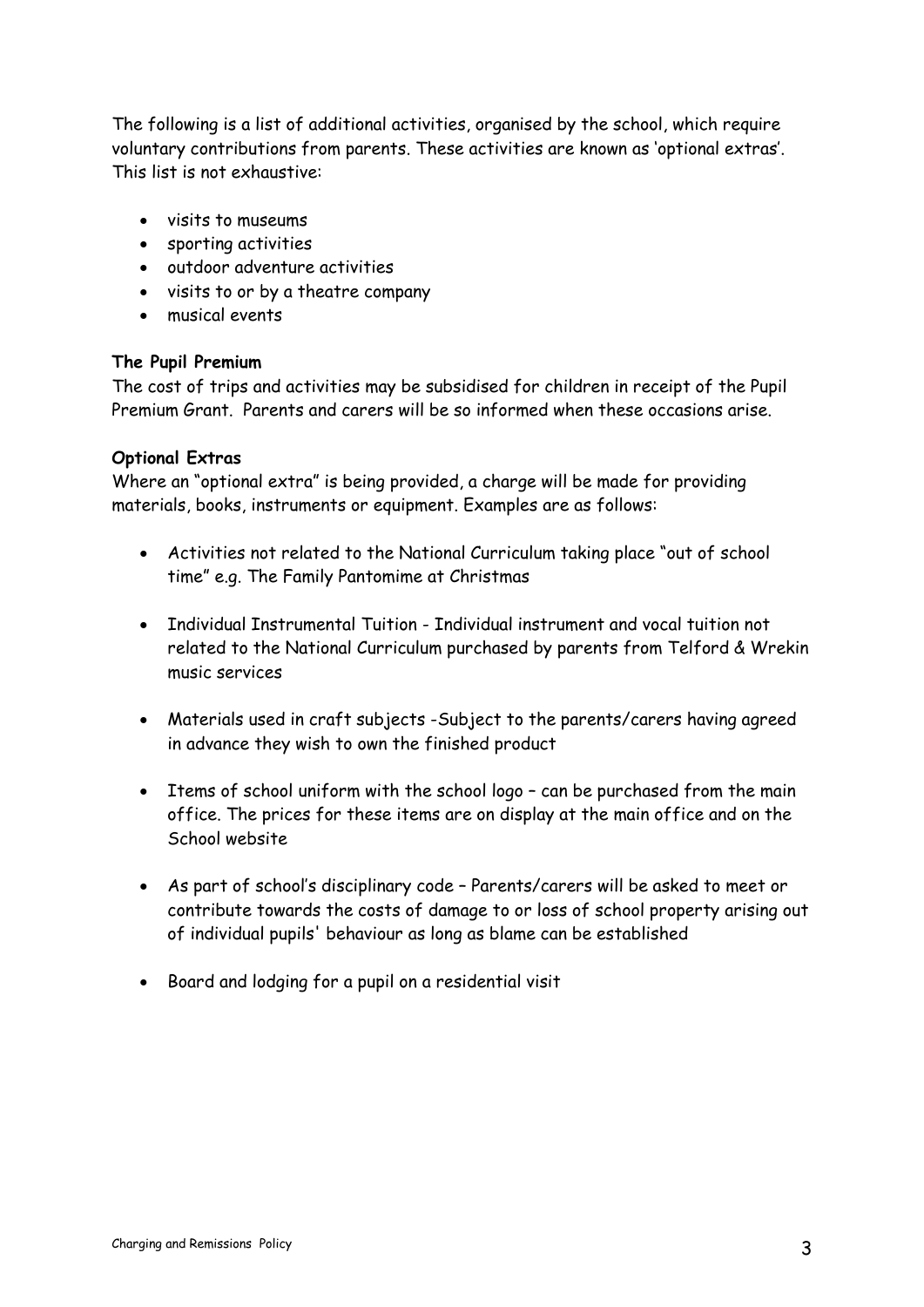The following is a list of additional activities, organised by the school, which require voluntary contributions from parents. These activities are known as 'optional extras'. This list is not exhaustive:

- visits to museums
- sporting activities
- outdoor adventure activities
- visits to or by a theatre company
- musical events

**The Pupil Premium**

The cost of trips and activities may be subsidised for children in receipt of the Pupil Premium Grant. Parents and carers will be so informed when these occasions arise.

**Optional Extras**

Where an "optional extra" is being provided, a charge will be made for providing materials, books, instruments or equipment. Examples are as follows:

- Activities not related to the National Curriculum taking place "out of school time" e.g. The Family Pantomime at Christmas

- Individual Instrumental Tuition - Individual instrument and vocal tuition not related to the National Curriculum purchased by parents from Telford & Wrekin music services

- Materials used in craft subjects -Subject to the parents/carers having agreed in advance they wish to own the finished product

- Items of school uniform with the school logo – can be purchased from the main office. The prices for these items are on display at the main office and on the School website

- As part of school's disciplinary code – Parents/carers will be asked to meet or contribute towards the costs of damage to or loss of school property arising out of individual pupils' behaviour as long as blame can be established

- Board and lodging for a pupil on a residential visit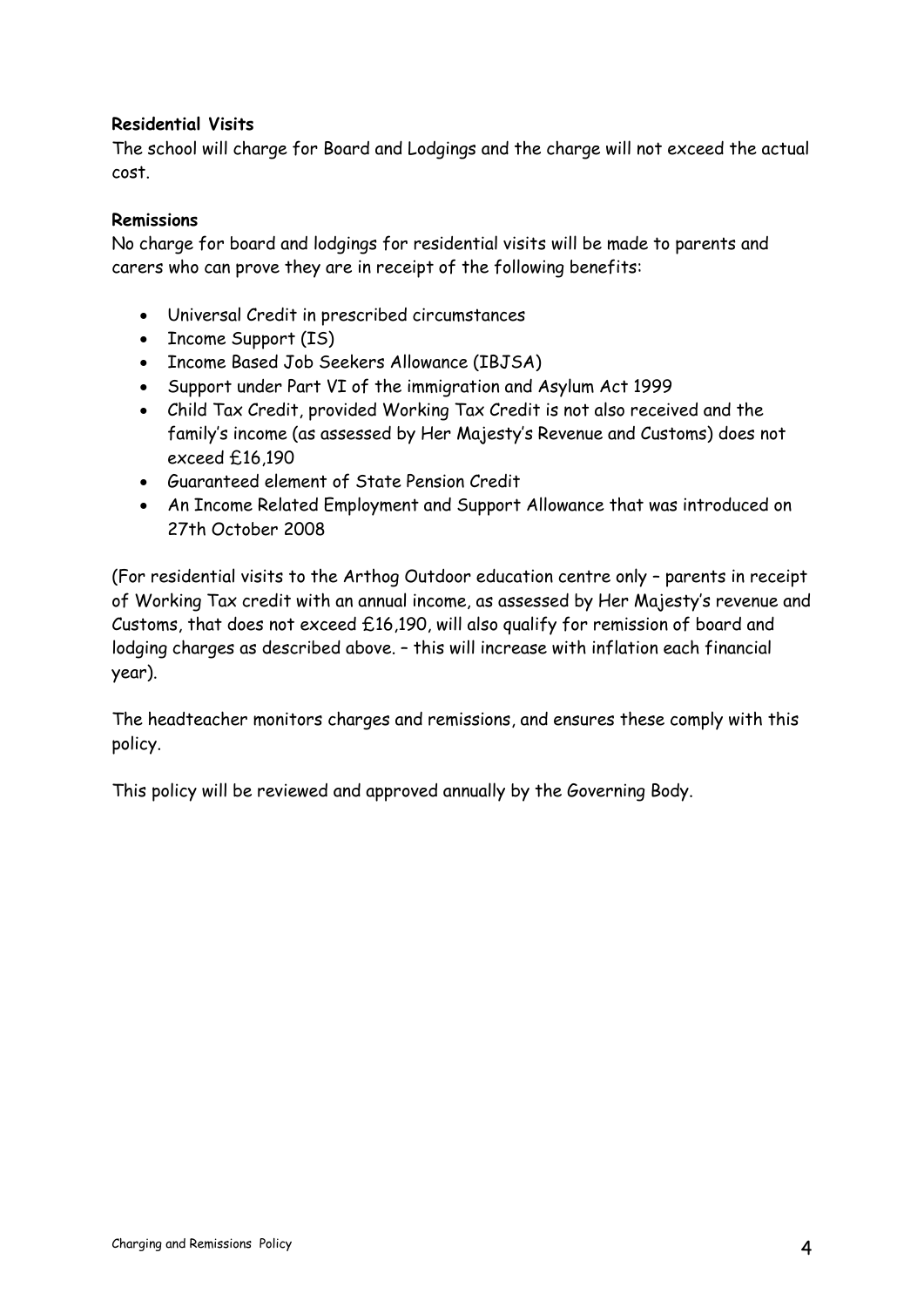**Residential Visits**

The school will charge for Board and Lodgings and the charge will not exceed the actual cost.

**Remissions**

No charge for board and lodgings for residential visits will be made to parents and carers who can prove they are in receipt of the following benefits:

- Universal Credit in prescribed circumstances
- Income Support (IS)
- Income Based Job Seekers Allowance (IBJSA)
- Support under Part VI of the immigration and Asylum Act 1999
- Child Tax Credit, provided Working Tax Credit is not also received and the family's income (as assessed by Her Majesty's Revenue and Customs) does not exceed £16,190
- Guaranteed element of State Pension Credit
- An Income Related Employment and Support Allowance that was introduced on 27th October 2008

(For residential visits to the Arthog Outdoor education centre only – parents in receipt of Working Tax credit with an annual income, as assessed by Her Majesty's revenue and Customs, that does not exceed £16,190, will also qualify for remission of board and lodging charges as described above. – this will increase with inflation each financial year).

The headteacher monitors charges and remissions, and ensures these comply with this policy.

This policy will be reviewed and approved annually by the Governing Body.